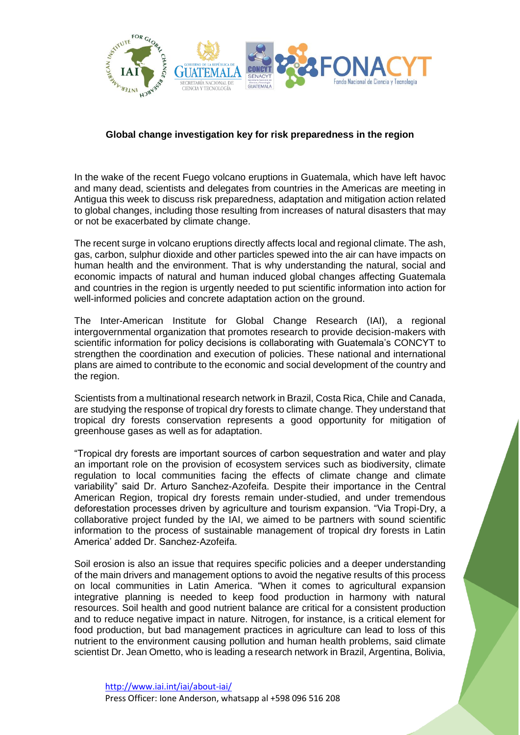**Global change investigation key for risk preparedness in the region**

In the wake of the recent Fuego volcano eruptions in Guatemala, which have left havoc and many dead, scientists and delegates from countries in the Americas are meeting in Antigua this week to discuss risk preparedness, adaptation and mitigation action related to global changes, including those resulting from increases of natural disasters that may or not be exacerbated by climate change.

The recent surge in volcano eruptions directly affects local and regional climate. The ash, gas, carbon, sulphur dioxide and other particles spewed into the air can have impacts on human health and the environment. That is why understanding the natural, social and economic impacts of natural and human induced global changes affecting Guatemala and countries in the region is urgently needed to put scientific information into action for well-informed policies and concrete adaptation action on the ground.

The Inter-American Institute for Global Change Research (IAI), a regional intergovernmental organization that promotes research to provide decision-makers with scientific information for policy decisions is collaborating with Guatemala's CONCYT to strengthen the coordination and execution of policies. These national and international plans are aimed to contribute to the economic and social development of the country and the region.

Scientists from a multinational research network in Brazil, Costa Rica, Chile and Canada, are studying the response of tropical dry forests to climate change. They understand that tropical dry forests conservation represents a good opportunity for mitigation of greenhouse gases as well as for adaptation.

"Tropical dry forests are important sources of carbon sequestration and water and play an important role on the provision of ecosystem services such as biodiversity, climate regulation to local communities facing the effects of climate change and climate variability" said Dr. Arturo Sanchez-Azofeifa. Despite their importance in the Central American Region, tropical dry forests remain under-studied, and under tremendous deforestation processes driven by agriculture and tourism expansion. "Via Tropi-Dry, a collaborative project funded by the IAI, we aimed to be partners with sound scientific information to the process of sustainable management of tropical dry forests in Latin America' added Dr. Sanchez-Azofeifa.

Soil erosion is also an issue that requires specific policies and a deeper understanding of the main drivers and management options to avoid the negative results of this process on local communities in Latin America. "When it comes to agricultural expansion integrative planning is needed to keep food production in harmony with natural resources. Soil health and good nutrient balance are critical for a consistent production and to reduce negative impact in nature. Nitrogen, for instance, is a critical element for food production, but bad management practices in agriculture can lead to loss of this nutrient to the environment causing pollution and human health problems, said climate scientist Dr. Jean Ometto, who is leading a research network in Brazil, Argentina, Bolivia,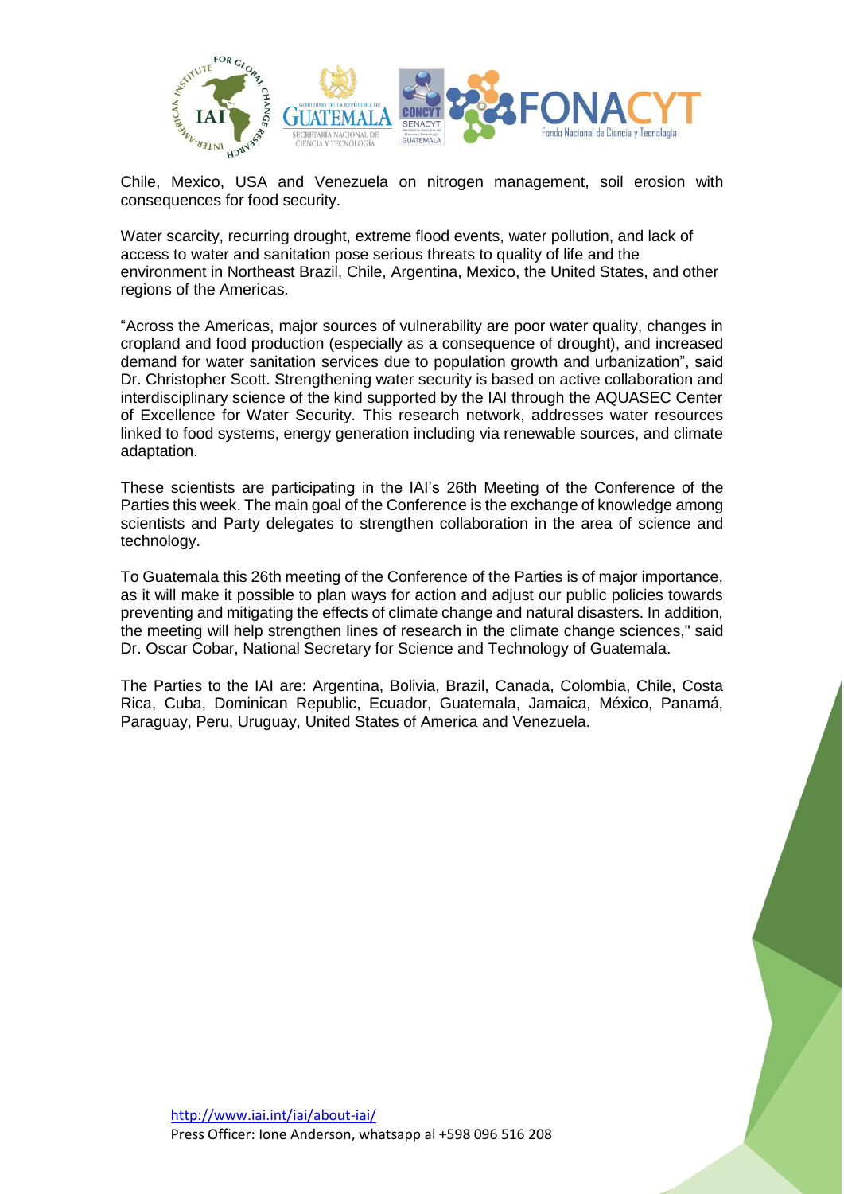Chile, Mexico, USA and Venezuela on nitrogen management, soil erosion with consequences for food security.

Water scarcity, recurring drought, extreme flood events, water pollution, and lack of access to water and sanitation pose serious threats to quality of life and the environment in Northeast Brazil, Chile, Argentina, Mexico, the United States, and other regions of the Americas.

"Across the Americas, major sources of vulnerability are poor water quality, changes in cropland and food production (especially as a consequence of drought), and increased demand for water sanitation services due to population growth and urbanization", said Dr. Christopher Scott. Strengthening water security is based on active collaboration and interdisciplinary science of the kind supported by the IAI through the AQUASEC Center of Excellence for Water Security. This research network, addresses water resources linked to food systems, energy generation including via renewable sources, and climate adaptation.

These scientists are participating in the IAI's 26th Meeting of the Conference of the Parties this week. The main goal of the Conference is the exchange of knowledge among scientists and Party delegates to strengthen collaboration in the area of science and technology.

To Guatemala this 26th meeting of the Conference of the Parties is of major importance, as it will make it possible to plan ways for action and adjust our public policies towards preventing and mitigating the effects of climate change and natural disasters. In addition, the meeting will help strengthen lines of research in the climate change sciences," said Dr. Oscar Cobar, National Secretary for Science and Technology of Guatemala.

The Parties to the IAI are: Argentina, Bolivia, Brazil, Canada, Colombia, Chile, Costa Rica, Cuba, Dominican Republic, Ecuador, Guatemala, Jamaica, México, Panamá, Paraguay, Peru, Uruguay, United States of America and Venezuela.

http://www.iai.int/iai/about-iai/

Press Officer: Ione Anderson, whatsapp al +598 096 516 208